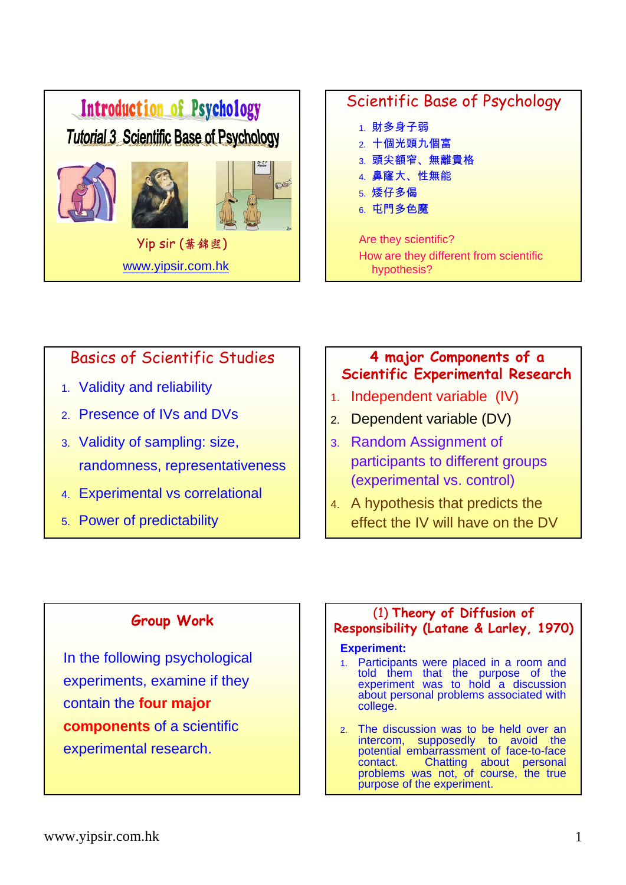# Introduction of Psychology

## Tutorial 3 Scientific Base of Psychology

Yip sir (葉錦熙)

www.yipsir.com.hk

## Scientific Base of Psychology

1. 財多身子弱
2. 十個光頭九個富
3. 頭尖額窄、無離貴格
4. 鼻窿大、性無能
5. 矮仔多傷
6. 屯門多色魔

Are they scientific?

How are they different from scientific hypothesis?

## Basics of Scientific Studies

1. Validity and reliability
2. Presence of IVs and DVs
3. Validity of sampling: size, randomness, representativeness
4. Experimental vs correlational
5. Power of predictability

## 4 major Components of a Scientific Experimental Research

1. Independent variable (IV)
2. Dependent variable (DV)
3. Random Assignment of participants to different groups (experimental vs. control)
4. A hypothesis that predicts the effect the IV will have on the DV

## Group Work

In the following psychological experiments, examine if they contain the **four major components** of a scientific experimental research.

## (1) Theory of Diffusion of Responsibility (Latane & Larley, 1970)

**Experiment:**

1. Participants were placed in a room and told them that the purpose of the experiment was to hold a discussion about personal problems associated with college.
2. The discussion was to be held over an intercom, supposedly to avoid the potential embarrassment of face-to-face contact. Chatting about personal problems was not, of course, the true purpose of the experiment.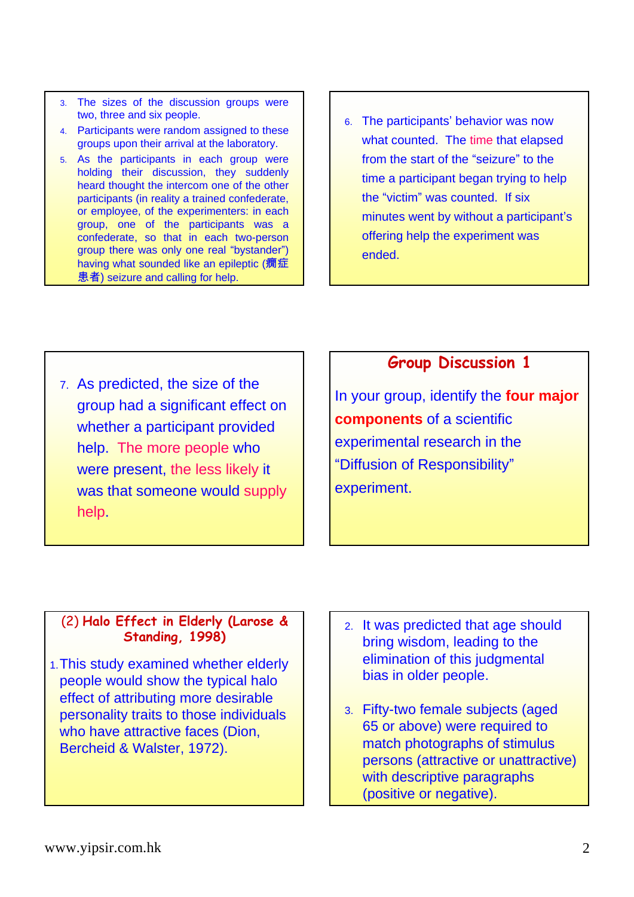3. The sizes of the discussion groups were two, three and six people.
4. Participants were random assigned to these groups upon their arrival at the laboratory.
5. As the participants in each group were holding their discussion, they suddenly heard thought the intercom one of the other participants (in reality a trained confederate, or employee, of the experimenters: in each group, one of the participants was a confederate, so that in each two-person group there was only one real “bystander”) having what sounded like an epileptic (癇症患者) seizure and calling for help.

6. The participants’ behavior was now what counted. The time that elapsed from the start of the “seizure” to the time a participant began trying to help the “victim” was counted. If six minutes went by without a participant’s offering help the experiment was ended.

7. As predicted, the size of the group had a significant effect on whether a participant provided help. The more people who were present, the less likely it was that someone would supply help.

## Group Discussion 1

In your group, identify the **four major components** of a scientific experimental research in the “Diffusion of Responsibility” experiment.

## (2) Halo Effect in Elderly (Larose & Standing, 1998)

1. This study examined whether elderly people would show the typical halo effect of attributing more desirable personality traits to those individuals who have attractive faces (Dion, Bercheid & Walster, 1972).
2. It was predicted that age should bring wisdom, leading to the elimination of this judgmental bias in older people.
3. Fifty-two female subjects (aged 65 or above) were required to match photographs of stimulus persons (attractive or unattractive) with descriptive paragraphs (positive or negative).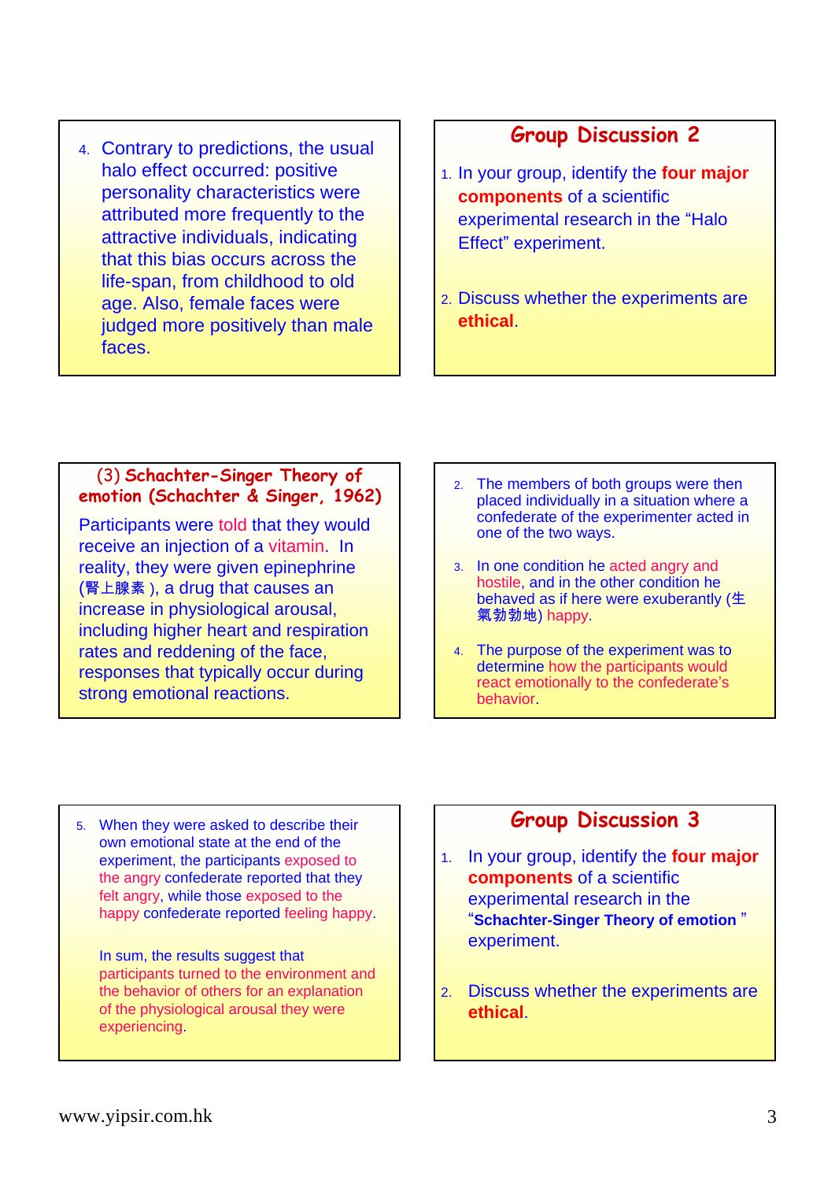4. Contrary to predictions, the usual halo effect occurred: positive personality characteristics were attributed more frequently to the attractive individuals, indicating that this bias occurs across the life-span, from childhood to old age. Also, female faces were judged more positively than male faces.

## Group Discussion 2

1. In your group, identify the **four major components** of a scientific experimental research in the “Halo Effect” experiment.

2. Discuss whether the experiments are **ethical**.

## (3) Schachter-Singer Theory of emotion (Schachter & Singer, 1962)

Participants were told that they would receive an injection of a vitamin. In reality, they were given epinephrine (腎上腺素), a drug that causes an increase in physiological arousal, including higher heart and respiration rates and reddening of the face, responses that typically occur during strong emotional reactions.

2. The members of both groups were then placed individually in a situation where a confederate of the experimenter acted in one of the two ways.

3. In one condition he acted angry and hostile, and in the other condition he behaved as if here were exuberantly (生氣勃勃地) happy.

4. The purpose of the experiment was to determine how the participants would react emotionally to the confederate's behavior.

5. When they were asked to describe their own emotional state at the end of the experiment, the participants exposed to the angry confederate reported that they felt angry, while those exposed to the happy confederate reported feeling happy.

   In sum, the results suggest that participants turned to the environment and the behavior of others for an explanation of the physiological arousal they were experiencing.

## Group Discussion 3

1. In your group, identify the **four major components** of a scientific experimental research in the “**Schachter-Singer Theory of emotion** ” experiment.

2. Discuss whether the experiments are **ethical**.

www.yipsir.com.hk